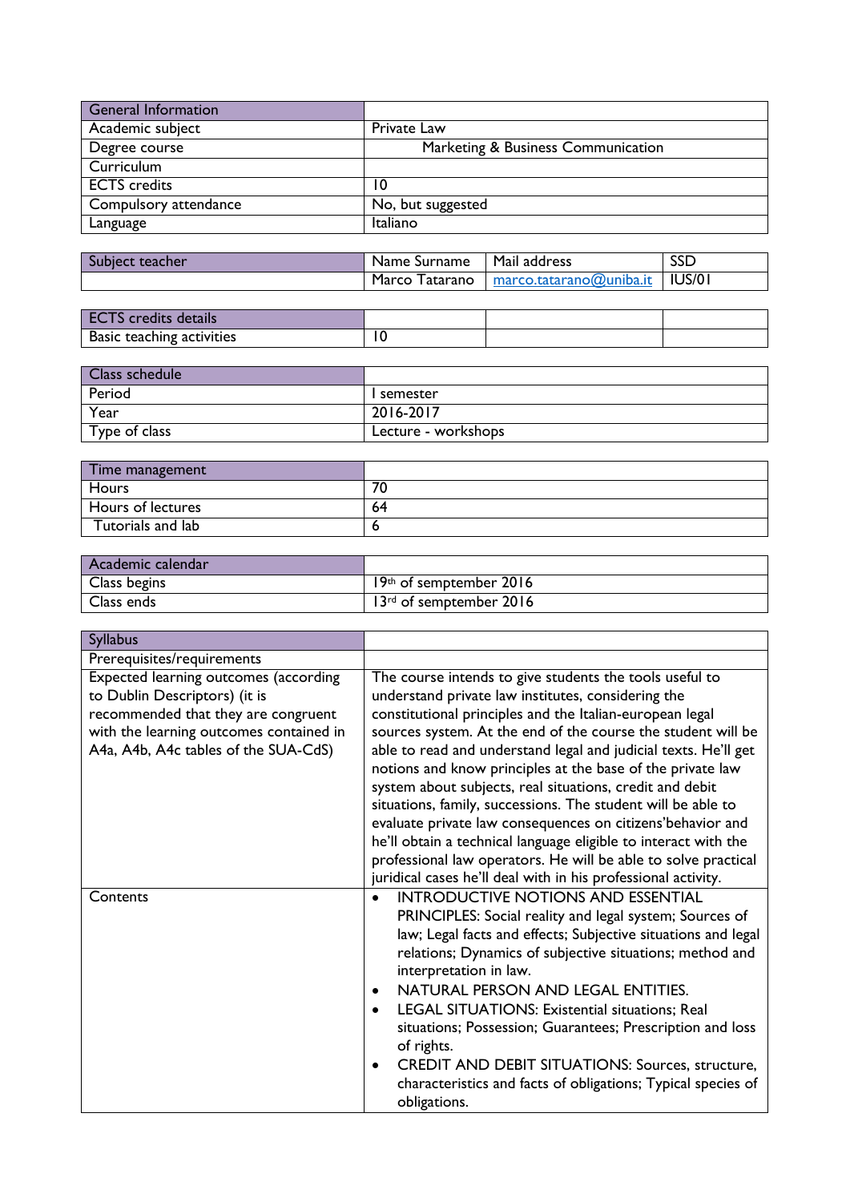| General Information | |
|---|---|
| Academic subject | Private Law |
| Degree course | Marketing & Business Communication |
| Curriculum | |
| ECTS credits | 10 |
| Compulsory attendance | No, but suggested |
| Language | Italiano |

| Subject teacher | Name Surname | Mail address | SSD |
|---|---|---|---|
| | Marco Tatarano | marco.tatarano@uniba.it | IUS/01 |

| ECTS credits details | | | |
|---|---|---|---|
| Basic teaching activities | 10 | | |

| Class schedule | |
|---|---|
| Period | I semester |
| Year | 2016-2017 |
| Type of class | Lecture - workshops |

| Time management | |
|---|---|
| Hours | 70 |
| Hours of lectures | 64 |
| Tutorials and lab | 6 |

| Academic calendar | |
|---|---|
| Class begins | 19th of semptember 2016 |
| Class ends | 13rd of semptember 2016 |

| Syllabus | |
|---|---|
| Prerequisites/requirements | |
| Expected learning outcomes (according to Dublin Descriptors) (it is recommended that they are congruent with the learning outcomes contained in A4a, A4b, A4c tables of the SUA-CdS) | The course intends to give students the tools useful to understand private law institutes, considering the constitutional principles and the Italian-european legal sources system. At the end of the course the student will be able to read and understand legal and judicial texts. He'll get notions and know principles at the base of the private law system about subjects, real situations, credit and debit situations, family, successions. The student will be able to evaluate private law consequences on citizens'behavior and he'll obtain a technical language eligible to interact with the professional law operators. He will be able to solve practical juridical cases he'll deal with in his professional activity. |
| Contents | • INTRODUCTIVE NOTIONS AND ESSENTIAL PRINCIPLES: Social reality and legal system; Sources of law; Legal facts and effects; Subjective situations and legal relations; Dynamics of subjective situations; method and interpretation in law.<br>• NATURAL PERSON AND LEGAL ENTITIES.<br>• LEGAL SITUATIONS: Existential situations; Real situations; Possession; Guarantees; Prescription and loss of rights.<br>• CREDIT AND DEBIT SITUATIONS: Sources, structure, characteristics and facts of obligations; Typical species of obligations. |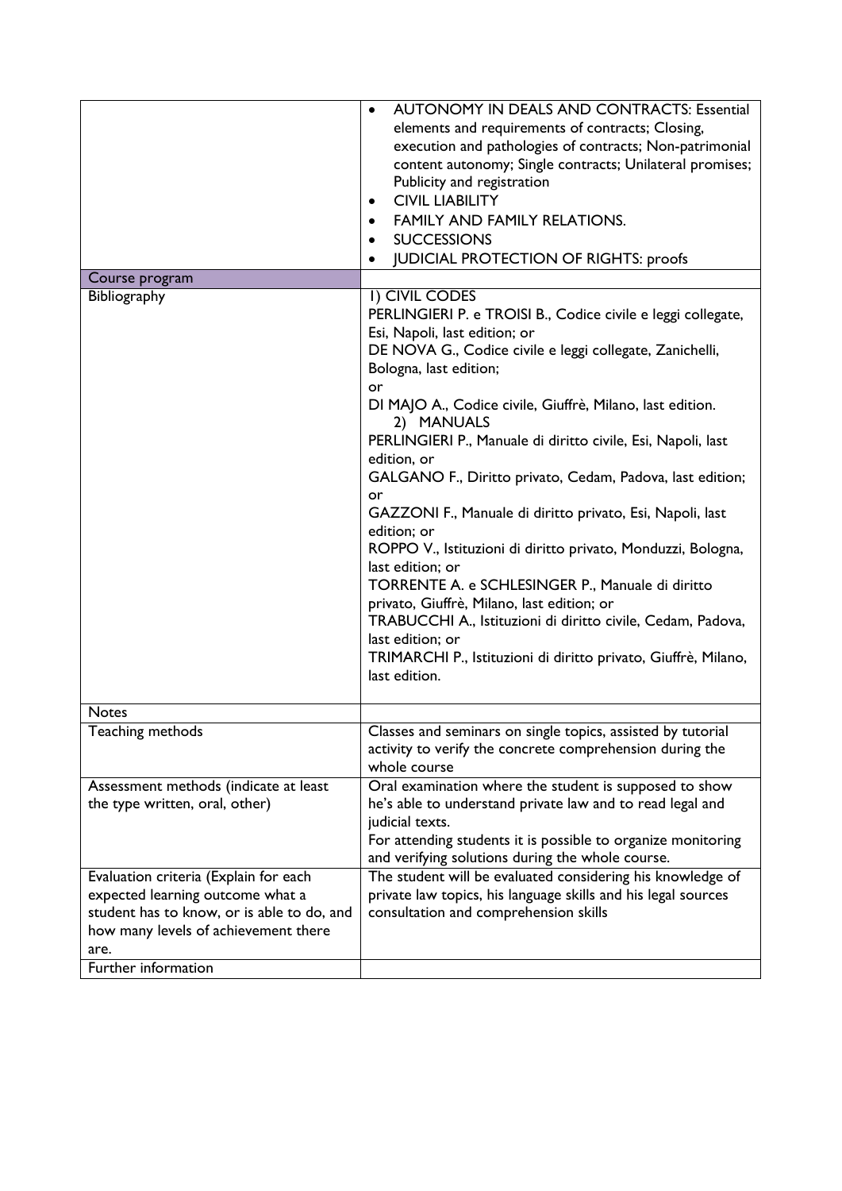| | |
|---|---|
| | • AUTONOMY IN DEALS AND CONTRACTS: Essential elements and requirements of contracts; Closing, execution and pathologies of contracts; Non-patrimonial content autonomy; Single contracts; Unilateral promises; Publicity and registration<br>• CIVIL LIABILITY<br>• FAMILY AND FAMILY RELATIONS.<br>• SUCCESSIONS<br>• JUDICIAL PROTECTION OF RIGHTS: proofs |
| Course program | |
| Bibliography | 1) CIVIL CODES<br>PERLINGIERI P. e TROISI B., Codice civile e leggi collegate, Esi, Napoli, last edition; or<br>DE NOVA G., Codice civile e leggi collegate, Zanichelli, Bologna, last edition;<br>or<br>DI MAJO A., Codice civile, Giuffrè, Milano, last edition.<br>2) MANUALS<br>PERLINGIERI P., Manuale di diritto civile, Esi, Napoli, last edition, or<br>GALGANO F., Diritto privato, Cedam, Padova, last edition;<br>or<br>GAZZONI F., Manuale di diritto privato, Esi, Napoli, last edition; or<br>ROPPO V., Istituzioni di diritto privato, Monduzzi, Bologna, last edition; or<br>TORRENTE A. e SCHLESINGER P., Manuale di diritto privato, Giuffrè, Milano, last edition; or<br>TRABUCCHI A., Istituzioni di diritto civile, Cedam, Padova, last edition; or<br>TRIMARCHI P., Istituzioni di diritto privato, Giuffrè, Milano, last edition. |
| Notes | |
| Teaching methods | Classes and seminars on single topics, assisted by tutorial activity to verify the concrete comprehension during the whole course |
| Assessment methods (indicate at least the type written, oral, other) | Oral examination where the student is supposed to show he's able to understand private law and to read legal and judicial texts.<br>For attending students it is possible to organize monitoring and verifying solutions during the whole course. |
| Evaluation criteria (Explain for each expected learning outcome what a student has to know, or is able to do, and how many levels of achievement there are. | The student will be evaluated considering his knowledge of private law topics, his language skills and his legal sources consultation and comprehension skills |
| Further information | |